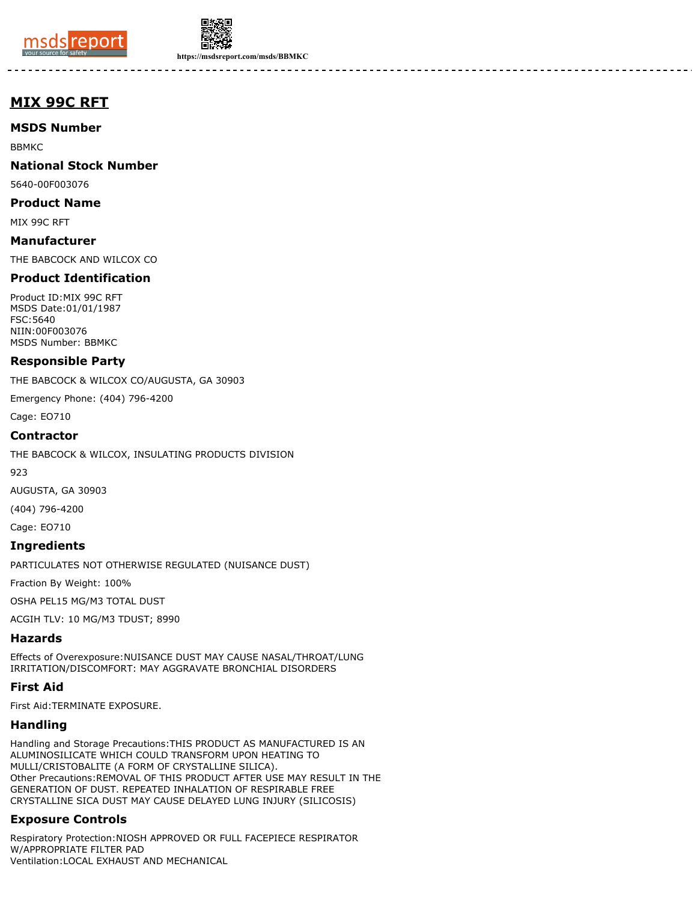# MIX 99C RFT

## MSDS Number

BBMKC

## National Stock Number

5640-00F003076

## Product Name

MIX 99C RFT

## Manufacturer

THE BABCOCK AND WILCOX CO

## Product Identification

Product ID:MIX 99C RFT
MSDS Date:01/01/1987
FSC:5640
NIIN:00F003076
MSDS Number: BBMKC

## Responsible Party

THE BABCOCK & WILCOX CO/AUGUSTA, GA 30903

Emergency Phone: (404) 796-4200

Cage: EO710

## Contractor

THE BABCOCK & WILCOX, INSULATING PRODUCTS DIVISION

923

AUGUSTA, GA 30903

(404) 796-4200

Cage: EO710

## Ingredients

PARTICULATES NOT OTHERWISE REGULATED (NUISANCE DUST)

Fraction By Weight: 100%

OSHA PEL15 MG/M3 TOTAL DUST

ACGIH TLV: 10 MG/M3 TDUST; 8990

## Hazards

Effects of Overexposure:NUISANCE DUST MAY CAUSE NASAL/THROAT/LUNG IRRITATION/DISCOMFORT: MAY AGGRAVATE BRONCHIAL DISORDERS

## First Aid

First Aid:TERMINATE EXPOSURE.

## Handling

Handling and Storage Precautions:THIS PRODUCT AS MANUFACTURED IS AN ALUMINOSILICATE WHICH COULD TRANSFORM UPON HEATING TO MULLI/CRISTOBALITE (A FORM OF CRYSTALLINE SILICA).
Other Precautions:REMOVAL OF THIS PRODUCT AFTER USE MAY RESULT IN THE GENERATION OF DUST. REPEATED INHALATION OF RESPIRABLE FREE CRYSTALLINE SICA DUST MAY CAUSE DELAYED LUNG INJURY (SILICOSIS)

## Exposure Controls

Respiratory Protection:NIOSH APPROVED OR FULL FACEPIECE RESPIRATOR W/APPROPRIATE FILTER PAD
Ventilation:LOCAL EXHAUST AND MECHANICAL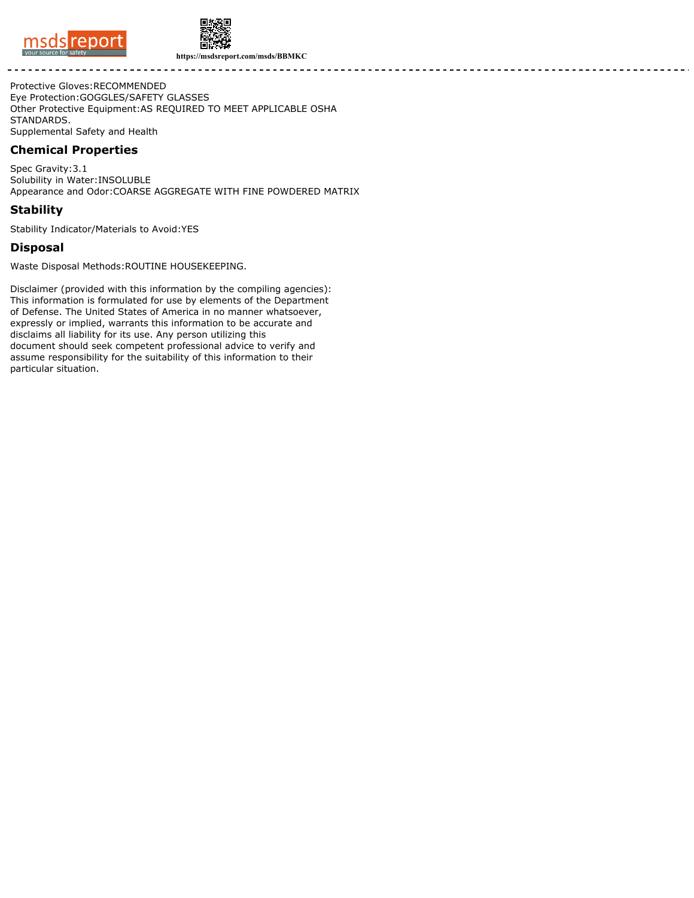Protective Gloves:RECOMMENDED
Eye Protection:GOGGLES/SAFETY GLASSES
Other Protective Equipment:AS REQUIRED TO MEET APPLICABLE OSHA STANDARDS.
Supplemental Safety and Health

## Chemical Properties

Spec Gravity:3.1
Solubility in Water:INSOLUBLE
Appearance and Odor:COARSE AGGREGATE WITH FINE POWDERED MATRIX

## Stability

Stability Indicator/Materials to Avoid:YES

## Disposal

Waste Disposal Methods:ROUTINE HOUSEKEEPING.

Disclaimer (provided with this information by the compiling agencies): This information is formulated for use by elements of the Department of Defense. The United States of America in no manner whatsoever, expressly or implied, warrants this information to be accurate and disclaims all liability for its use. Any person utilizing this document should seek competent professional advice to verify and assume responsibility for the suitability of this information to their particular situation.